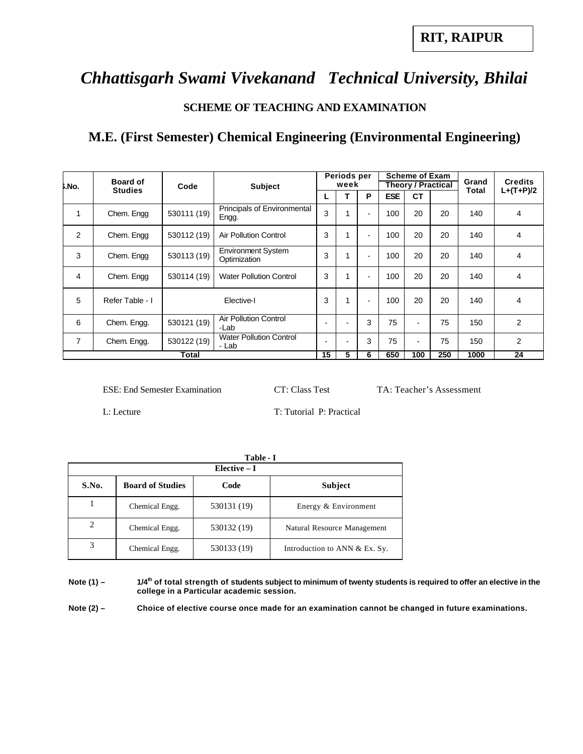**RIT, RAIPUR**

# *Chhattisgarh Swami Vivekanand Technical University, Bhilai*

### SCHEME OF TEACHING AND EXAMINATION

## M.E. (First Semester) Chemical Engineering (Environmental Engineering)

| S.No. | Board of Studies | Code | Subject | Periods per week | | | Scheme of Exam Theory / Practical | | | Grand Total | Credits L+(T+P)/2 |
|---|---|---|---|---|---|---|---|---|---|---|---|
| | | | | L | T | P | ESE | CT | | | |
| 1 | Chem. Engg | 530111 (19) | Principals of Environmental Engg. | 3 | 1 | - | 100 | 20 | 20 | 140 | 4 |
| 2 | Chem. Engg | 530112 (19) | Air Pollution Control | 3 | 1 | - | 100 | 20 | 20 | 140 | 4 |
| 3 | Chem. Engg | 530113 (19) | Environment System Optimization | 3 | 1 | - | 100 | 20 | 20 | 140 | 4 |
| 4 | Chem. Engg | 530114 (19) | Water Pollution Control | 3 | 1 | - | 100 | 20 | 20 | 140 | 4 |
| 5 | Refer Table - I | Elective-I | | 3 | 1 | - | 100 | 20 | 20 | 140 | 4 |
| 6 | Chem. Engg. | 530121 (19) | Air Pollution Control -Lab | - | - | 3 | 75 | - | 75 | 150 | 2 |
| 7 | Chem. Engg. | 530122 (19) | Water Pollution Control - Lab | - | - | 3 | 75 | - | 75 | 150 | 2 |
| Total | | | | 15 | 5 | 6 | 650 | 100 | 250 | 1000 | 24 |

ESE: End Semester Examination CT: Class Test TA: Teacher's Assessment

L: Lecture T: Tutorial P: Practical

**Table - I**

| Elective – I | | | |
|---|---|---|---|
| **S.No.** | **Board of Studies** | **Code** | **Subject** |
| 1 | Chemical Engg. | 530131 (19) | Energy & Environment |
| 2 | Chemical Engg. | 530132 (19) | Natural Resource Management |
| 3 | Chemical Engg. | 530133 (19) | Introduction to ANN & Ex. Sy. |

**Note (1) –** **1/4th of total strength of students subject to minimum of twenty students is required to offer an elective in the college in a Particular academic session.**

**Note (2) –** **Choice of elective course once made for an examination cannot be changed in future examinations.**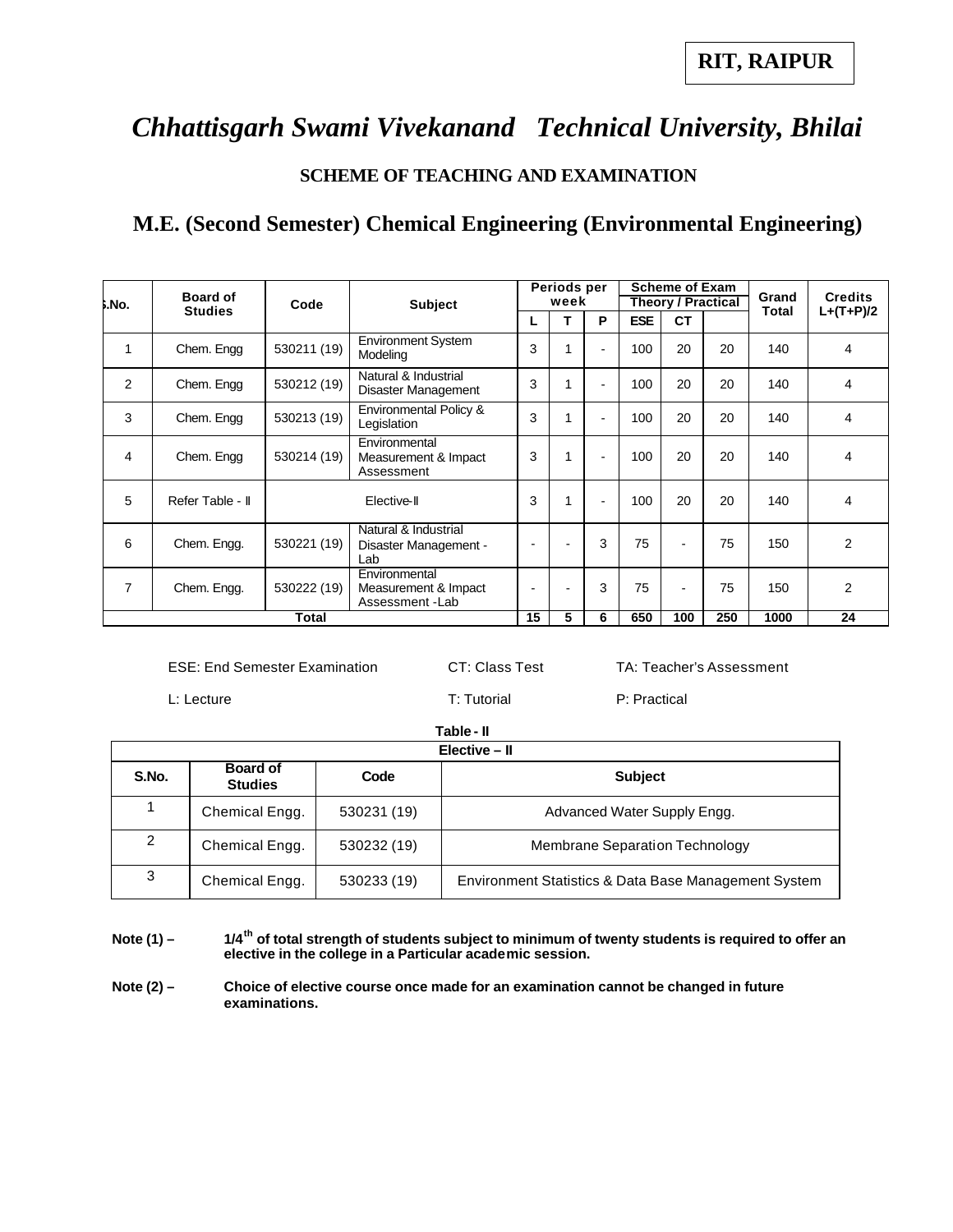**RIT, RAIPUR**

# *Chhattisgarh Swami Vivekanand Technical University, Bhilai*

### SCHEME OF TEACHING AND EXAMINATION

## M.E. (Second Semester) Chemical Engineering (Environmental Engineering)

| S.No. | Board of Studies | Code | Subject | Periods per week | | | Scheme of Exam Theory / Practical | | | Grand Total | Credits L+(T+P)/2 |
|---|---|---|---|---|---|---|---|---|---|---|---|
| | | | | L | T | P | ESE | CT | | | |
| 1 | Chem. Engg | 530211 (19) | Environment System Modeling | 3 | 1 | - | 100 | 20 | 20 | 140 | 4 |
| 2 | Chem. Engg | 530212 (19) | Natural & Industrial Disaster Management | 3 | 1 | - | 100 | 20 | 20 | 140 | 4 |
| 3 | Chem. Engg | 530213 (19) | Environmental Policy & Legislation | 3 | 1 | - | 100 | 20 | 20 | 140 | 4 |
| 4 | Chem. Engg | 530214 (19) | Environmental Measurement & Impact Assessment | 3 | 1 | - | 100 | 20 | 20 | 140 | 4 |
| 5 | Refer Table - II | Elective-II | | 3 | 1 | - | 100 | 20 | 20 | 140 | 4 |
| 6 | Chem. Engg. | 530221 (19) | Natural & Industrial Disaster Management - Lab | - | - | 3 | 75 | - | 75 | 150 | 2 |
| 7 | Chem. Engg. | 530222 (19) | Environmental Measurement & Impact Assessment -Lab | - | - | 3 | 75 | - | 75 | 150 | 2 |
| Total | | | | 15 | 5 | 6 | 650 | 100 | 250 | 1000 | 24 |

ESE: End Semester Examination    CT: Class Test    TA: Teacher's Assessment

L: Lecture    T: Tutorial    P: Practical

**Table - II**

| Elective – II | | | |
|---|---|---|---|
| **S.No.** | **Board of Studies** | **Code** | **Subject** |
| 1 | Chemical Engg. | 530231 (19) | Advanced Water Supply Engg. |
| 2 | Chemical Engg. | 530232 (19) | Membrane Separation Technology |
| 3 | Chemical Engg. | 530233 (19) | Environment Statistics & Data Base Management System |

**Note (1) –** **$1/4^{th}$ of total strength of students subject to minimum of twenty students is required to offer an elective in the college in a Particular academic session.**

**Note (2) –** **Choice of elective course once made for an examination cannot be changed in future examinations.**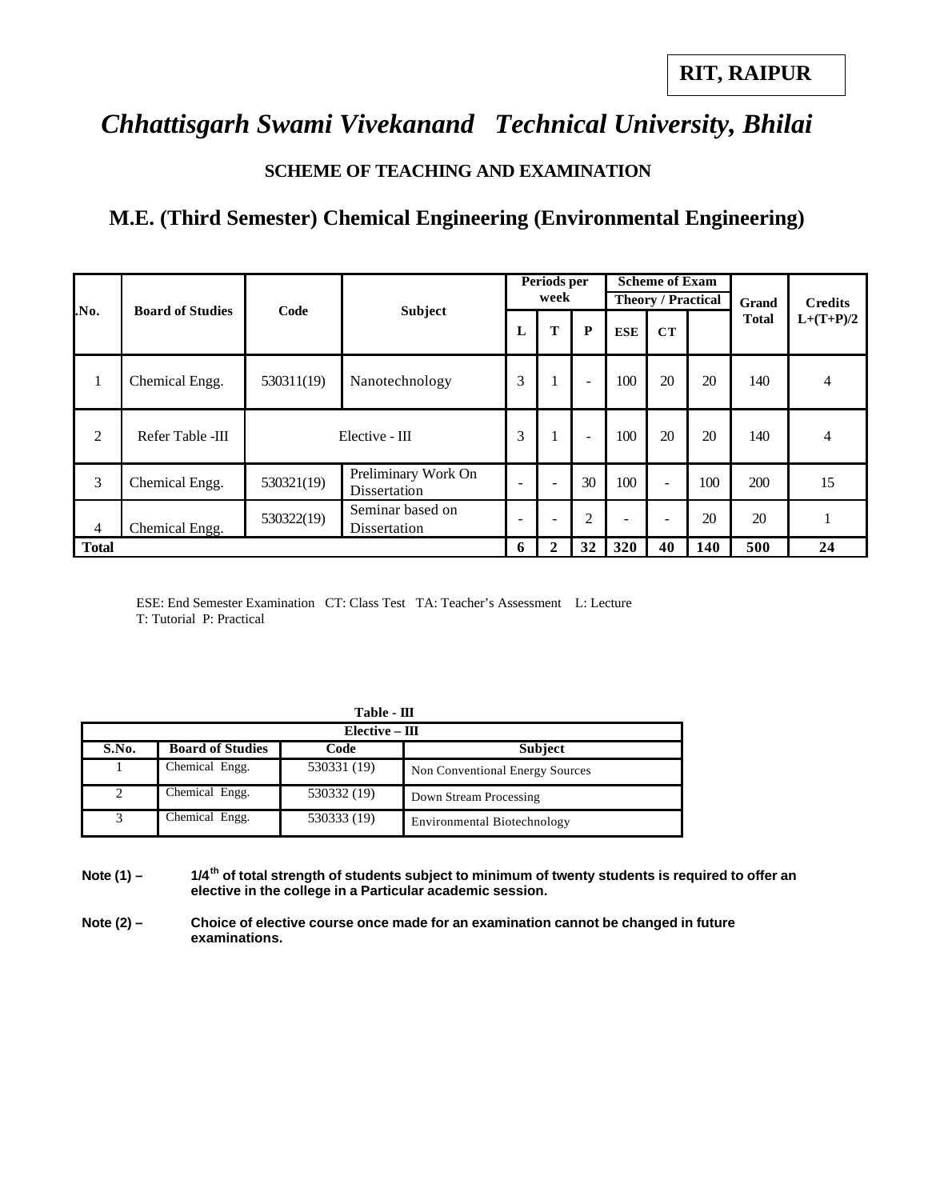**RIT, RAIPUR**

# *Chhattisgarh Swami Vivekanand Technical University, Bhilai*

**SCHEME OF TEACHING AND EXAMINATION**

## M.E. (Third Semester) Chemical Engineering (Environmental Engineering)

| .No. | Board of Studies | Code | Subject | Periods per week | | | Scheme of Exam | | | Grand Total | Credits L+(T+P)/2 |
|---|---|---|---|---|---|---|---|---|---|---|---|
| | | | | | | | Theory / Practical | | | | |
| | | | | L | T | P | ESE | CT | | | |
| 1 | Chemical Engg. | 530311(19) | Nanotechnology | 3 | 1 | - | 100 | 20 | 20 | 140 | 4 |
| 2 | Refer Table -III | Elective - III | | 3 | 1 | - | 100 | 20 | 20 | 140 | 4 |
| 3 | Chemical Engg. | 530321(19) | Preliminary Work On Dissertation | - | - | 30 | 100 | - | 100 | 200 | 15 |
| 4 | Chemical Engg. | 530322(19) | Seminar based on Dissertation | - | - | 2 | - | - | 20 | 20 | 1 |
| **Total** | | | | **6** | **2** | **32** | **320** | **40** | **140** | **500** | **24** |

ESE: End Semester Examination CT: Class Test TA: Teacher's Assessment L: Lecture
T: Tutorial P: Practical

**Table - III**

| Elective – III | | | |
|---|---|---|---|
| **S.No.** | **Board of Studies** | **Code** | **Subject** |
| 1 | Chemical Engg. | 530331 (19) | Non Conventional Energy Sources |
| 2 | Chemical Engg. | 530332 (19) | Down Stream Processing |
| 3 | Chemical Engg. | 530333 (19) | Environmental Biotechnology |

**Note (1) –** **1/4th of total strength of students subject to minimum of twenty students is required to offer an elective in the college in a Particular academic session.**

**Note (2) –** **Choice of elective course once made for an examination cannot be changed in future examinations.**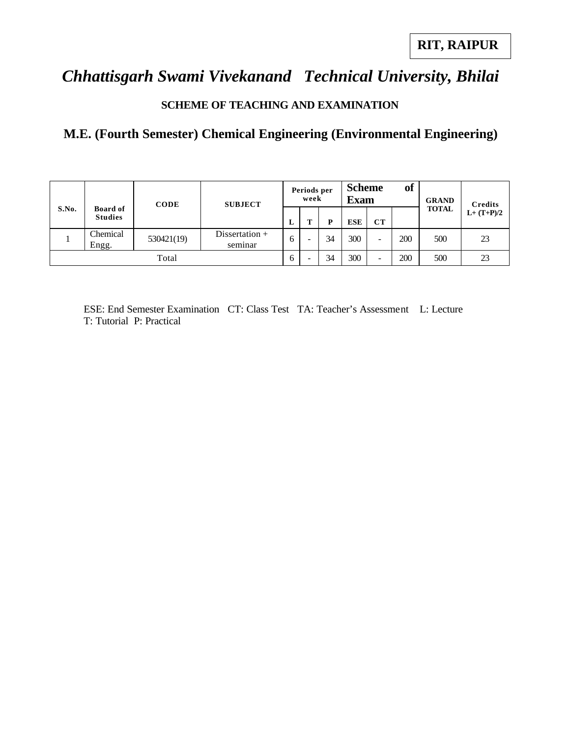**RIT, RAIPUR**

# *Chhattisgarh Swami Vivekanand Technical University, Bhilai*

### SCHEME OF TEACHING AND EXAMINATION

## M.E. (Fourth Semester) Chemical Engineering (Environmental Engineering)

| S.No. | Board of Studies | CODE | SUBJECT | Periods per week | | | Scheme of Exam | | | GRAND TOTAL | Credits L+ (T+P)/2 |
|---|---|---|---|---|---|---|---|---|---|---|---|
| | | | | L | T | P | ESE | CT | | | |
| 1 | Chemical Engg. | 530421(19) | Dissertation + seminar | 6 | - | 34 | 300 | - | 200 | 500 | 23 |
| Total | | | | 6 | - | 34 | 300 | - | 200 | 500 | 23 |

ESE: End Semester Examination CT: Class Test TA: Teacher's Assessment L: Lecture
T: Tutorial P: Practical